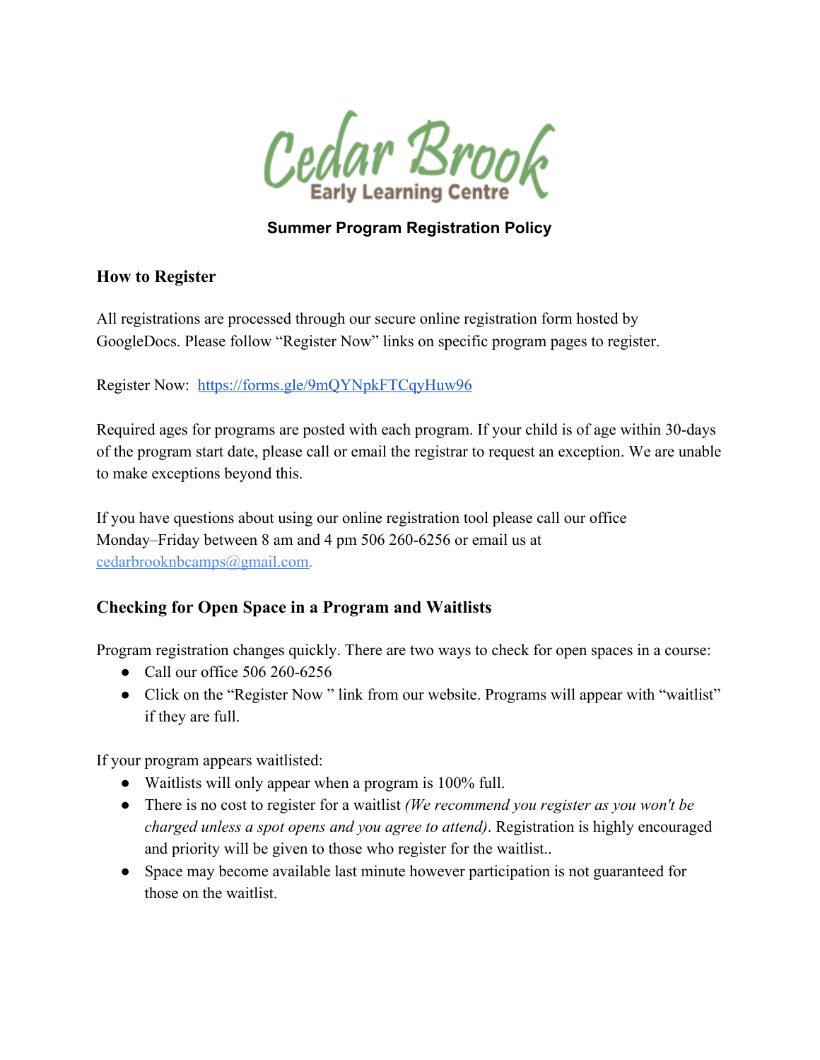Cedar Brook
Early Learning Centre

# Summer Program Registration Policy

## How to Register

All registrations are processed through our secure online registration form hosted by GoogleDocs. Please follow "Register Now" links on specific program pages to register.

Register Now: [https://forms.gle/9mQYNpkFTCqyHuw96](https://forms.gle/9mQYNpkFTCqyHuw96)

Required ages for programs are posted with each program. If your child is of age within 30-days of the program start date, please call or email the registrar to request an exception. We are unable to make exceptions beyond this.

If you have questions about using our online registration tool please call our office Monday–Friday between 8 am and 4 pm 506 260-6256 or email us at [cedarbrooknbcamps@gmail.com](mailto:cedarbrooknbcamps@gmail.com).

## Checking for Open Space in a Program and Waitlists

Program registration changes quickly. There are two ways to check for open spaces in a course:

- Call our office 506 260-6256
- Click on the "Register Now " link from our website. Programs will appear with "waitlist" if they are full.

If your program appears waitlisted:

- Waitlists will only appear when a program is 100% full.
- There is no cost to register for a waitlist *(We recommend you register as you won't be charged unless a spot opens and you agree to attend)*. Registration is highly encouraged and priority will be given to those who register for the waitlist..
- Space may become available last minute however participation is not guaranteed for those on the waitlist.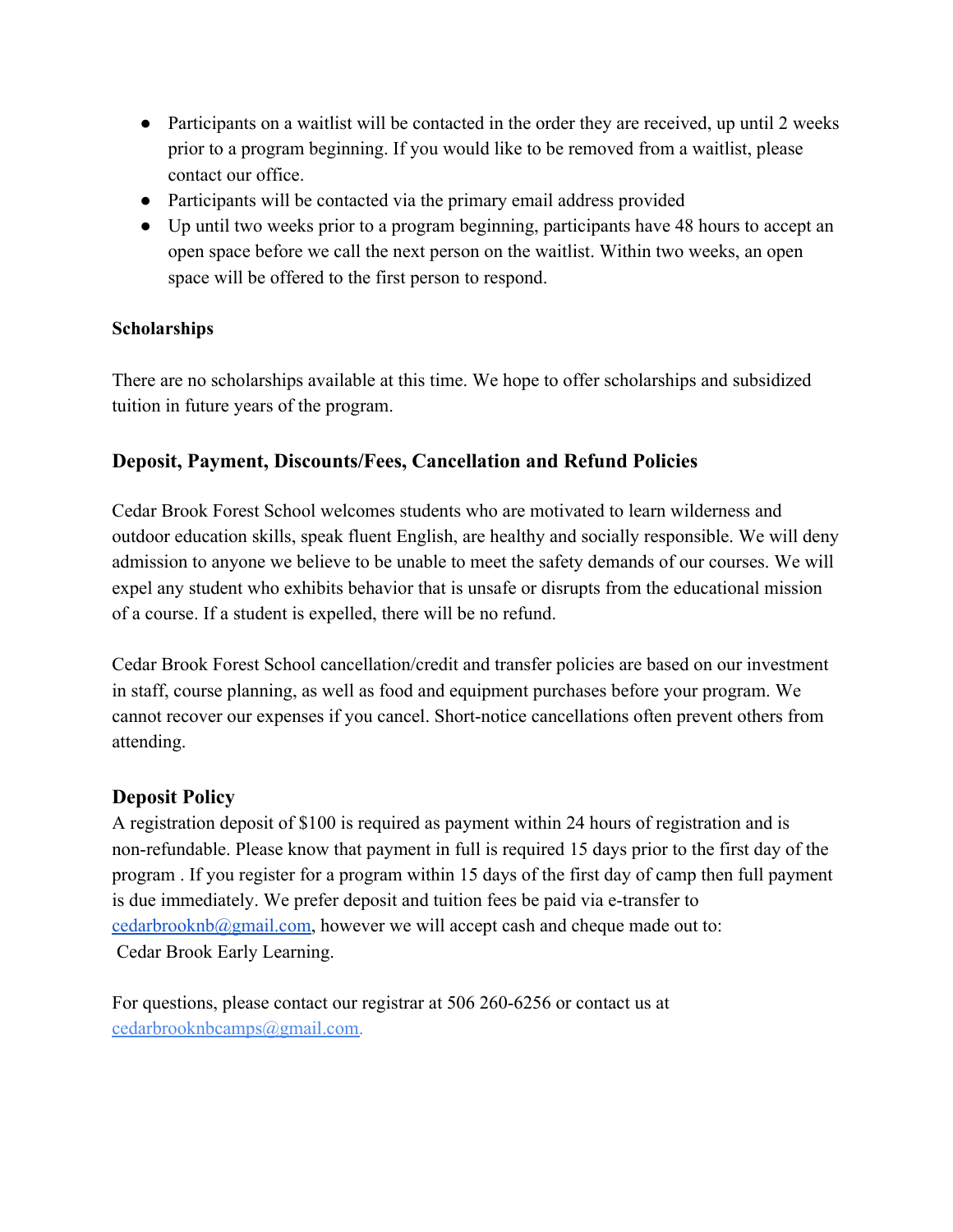- Participants on a waitlist will be contacted in the order they are received, up until 2 weeks prior to a program beginning. If you would like to be removed from a waitlist, please contact our office.
- Participants will be contacted via the primary email address provided
- Up until two weeks prior to a program beginning, participants have 48 hours to accept an open space before we call the next person on the waitlist. Within two weeks, an open space will be offered to the first person to respond.

**Scholarships**

There are no scholarships available at this time. We hope to offer scholarships and subsidized tuition in future years of the program.

## Deposit, Payment, Discounts/Fees, Cancellation and Refund Policies

Cedar Brook Forest School welcomes students who are motivated to learn wilderness and outdoor education skills, speak fluent English, are healthy and socially responsible. We will deny admission to anyone we believe to be unable to meet the safety demands of our courses. We will expel any student who exhibits behavior that is unsafe or disrupts from the educational mission of a course. If a student is expelled, there will be no refund.

Cedar Brook Forest School cancellation/credit and transfer policies are based on our investment in staff, course planning, as well as food and equipment purchases before your program. We cannot recover our expenses if you cancel. Short-notice cancellations often prevent others from attending.

## Deposit Policy

A registration deposit of $100 is required as payment within 24 hours of registration and is non-refundable. Please know that payment in full is required 15 days prior to the first day of the program . If you register for a program within 15 days of the first day of camp then full payment is due immediately. We prefer deposit and tuition fees be paid via e-transfer to cedarbrooknb@gmail.com, however we will accept cash and cheque made out to: Cedar Brook Early Learning.

For questions, please contact our registrar at 506 260-6256 or contact us at cedarbrooknbcamps@gmail.com.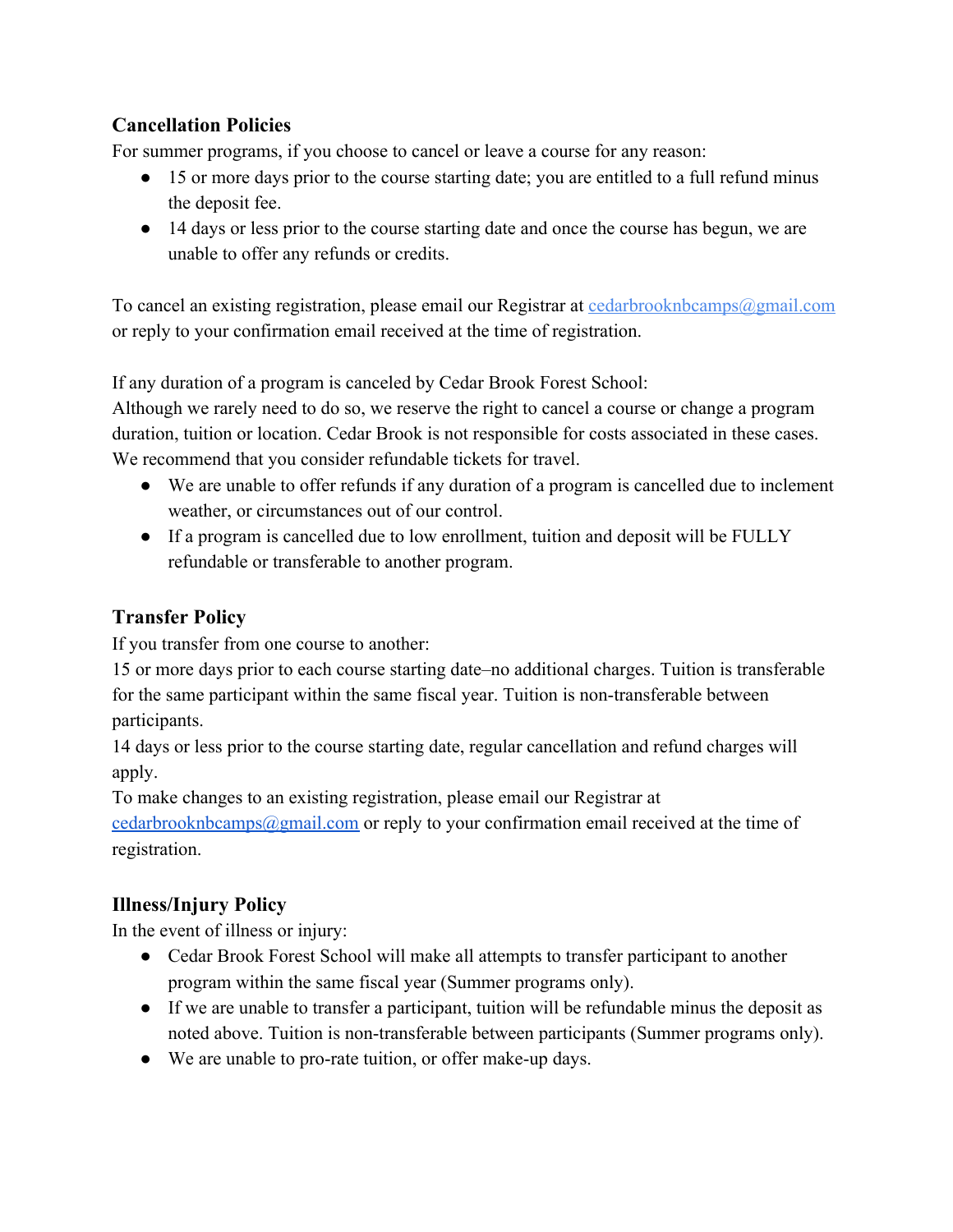### Cancellation Policies

For summer programs, if you choose to cancel or leave a course for any reason:

- 15 or more days prior to the course starting date; you are entitled to a full refund minus the deposit fee.
- 14 days or less prior to the course starting date and once the course has begun, we are unable to offer any refunds or credits.

To cancel an existing registration, please email our Registrar at [cedarbrooknbcamps@gmail.com](mailto:cedarbrooknbcamps@gmail.com) or reply to your confirmation email received at the time of registration.

If any duration of a program is canceled by Cedar Brook Forest School:
Although we rarely need to do so, we reserve the right to cancel a course or change a program duration, tuition or location. Cedar Brook is not responsible for costs associated in these cases. We recommend that you consider refundable tickets for travel.

- We are unable to offer refunds if any duration of a program is cancelled due to inclement weather, or circumstances out of our control.
- If a program is cancelled due to low enrollment, tuition and deposit will be FULLY refundable or transferable to another program.

### Transfer Policy

If you transfer from one course to another:
15 or more days prior to each course starting date–no additional charges. Tuition is transferable for the same participant within the same fiscal year. Tuition is non-transferable between participants.
14 days or less prior to the course starting date, regular cancellation and refund charges will apply.
To make changes to an existing registration, please email our Registrar at [cedarbrooknbcamps@gmail.com](mailto:cedarbrooknbcamps@gmail.com) or reply to your confirmation email received at the time of registration.

### Illness/Injury Policy

In the event of illness or injury:

- Cedar Brook Forest School will make all attempts to transfer participant to another program within the same fiscal year (Summer programs only).
- If we are unable to transfer a participant, tuition will be refundable minus the deposit as noted above. Tuition is non-transferable between participants (Summer programs only).
- We are unable to pro-rate tuition, or offer make-up days.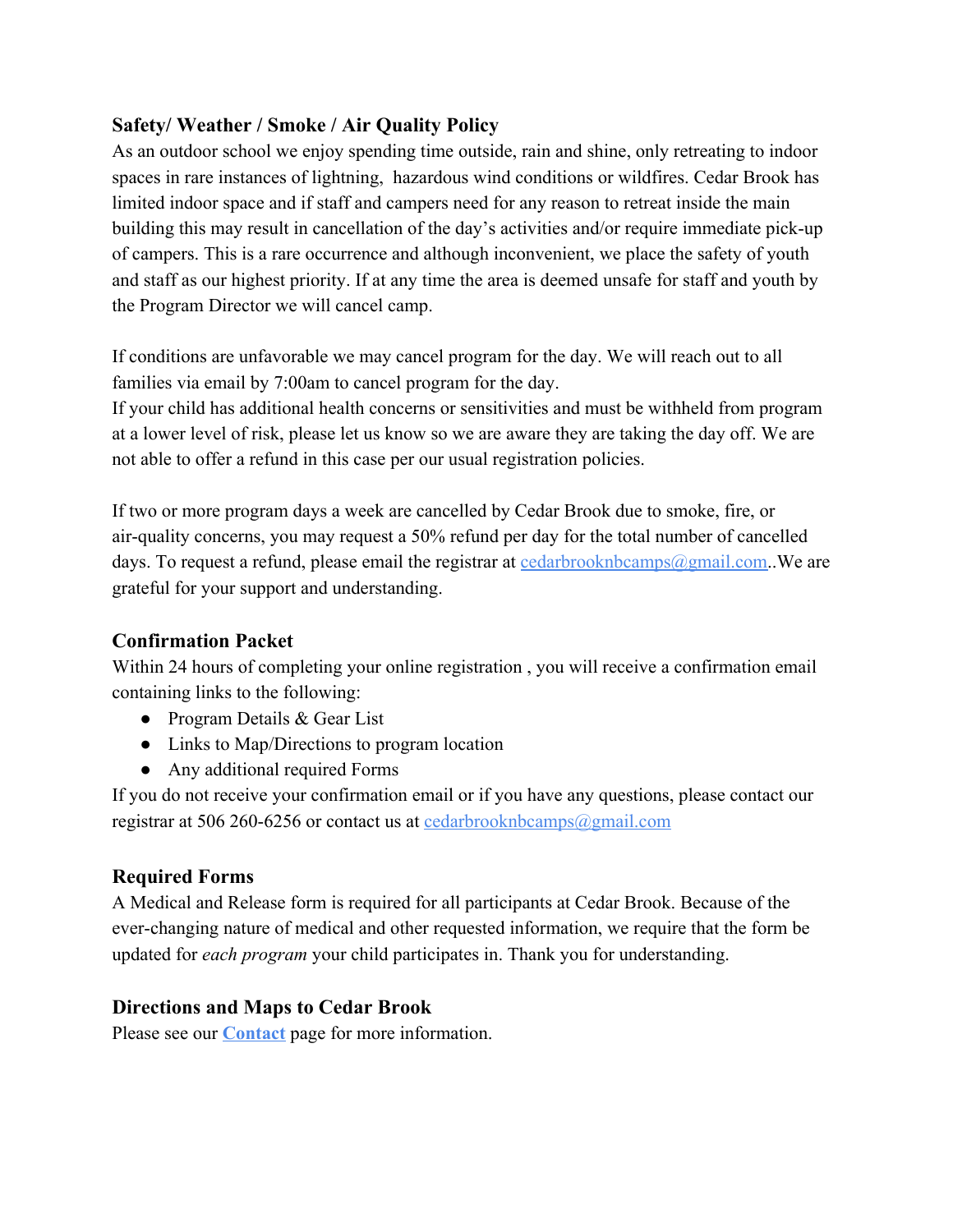## Safety/ Weather / Smoke / Air Quality Policy

As an outdoor school we enjoy spending time outside, rain and shine, only retreating to indoor spaces in rare instances of lightning, hazardous wind conditions or wildfires. Cedar Brook has limited indoor space and if staff and campers need for any reason to retreat inside the main building this may result in cancellation of the day's activities and/or require immediate pick-up of campers. This is a rare occurrence and although inconvenient, we place the safety of youth and staff as our highest priority. If at any time the area is deemed unsafe for staff and youth by the Program Director we will cancel camp.

If conditions are unfavorable we may cancel program for the day. We will reach out to all families via email by 7:00am to cancel program for the day.
If your child has additional health concerns or sensitivities and must be withheld from program at a lower level of risk, please let us know so we are aware they are taking the day off. We are not able to offer a refund in this case per our usual registration policies.

If two or more program days a week are cancelled by Cedar Brook due to smoke, fire, or air-quality concerns, you may request a 50% refund per day for the total number of cancelled days. To request a refund, please email the registrar at cedarbrooknbcamps@gmail.com..We are grateful for your support and understanding.

## Confirmation Packet

Within 24 hours of completing your online registration , you will receive a confirmation email containing links to the following:

- Program Details & Gear List
- Links to Map/Directions to program location
- Any additional required Forms

If you do not receive your confirmation email or if you have any questions, please contact our registrar at 506 260-6256 or contact us at cedarbrooknbcamps@gmail.com

## Required Forms

A Medical and Release form is required for all participants at Cedar Brook. Because of the ever-changing nature of medical and other requested information, we require that the form be updated for *each program* your child participates in. Thank you for understanding.

## Directions and Maps to Cedar Brook

Please see our **Contact** page for more information.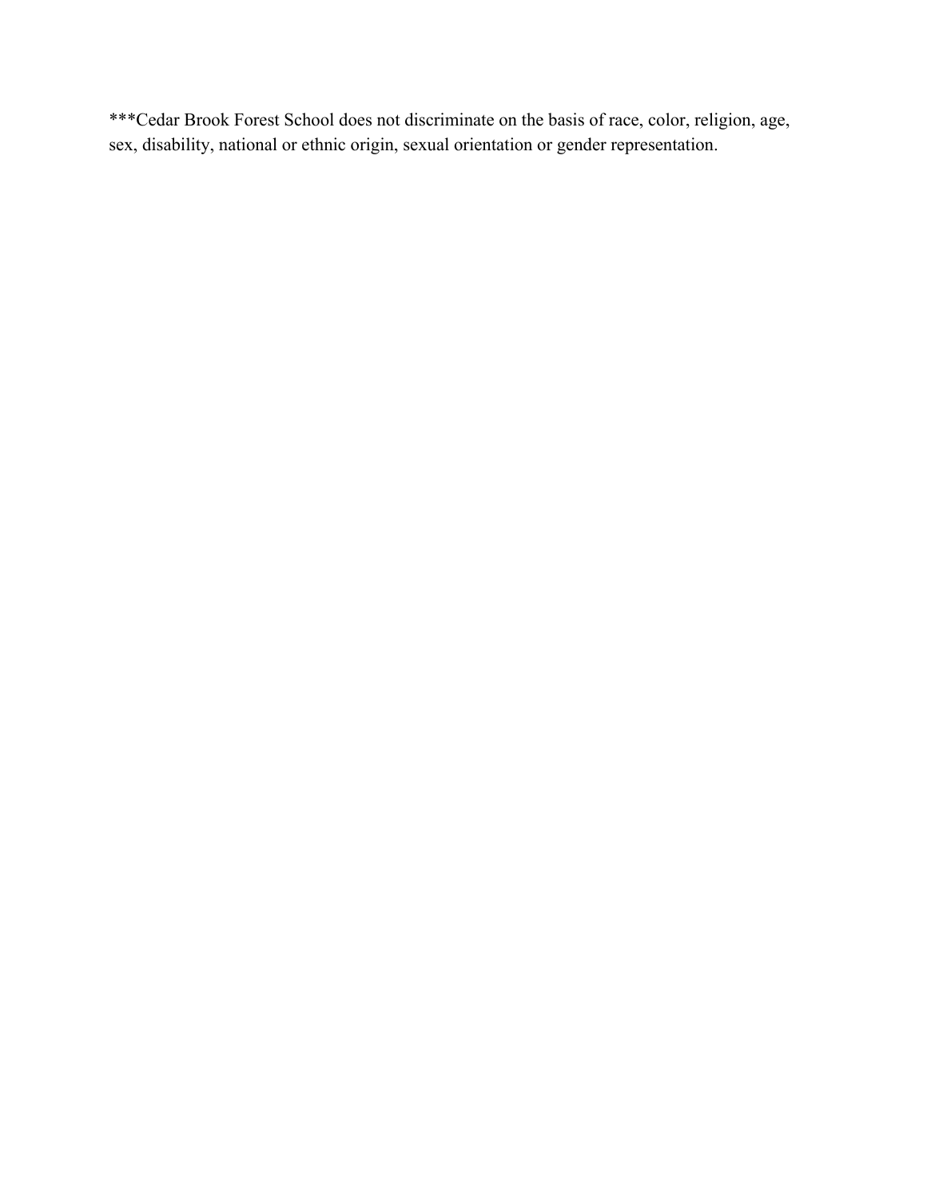***Cedar Brook Forest School does not discriminate on the basis of race, color, religion, age, sex, disability, national or ethnic origin, sexual orientation or gender representation.